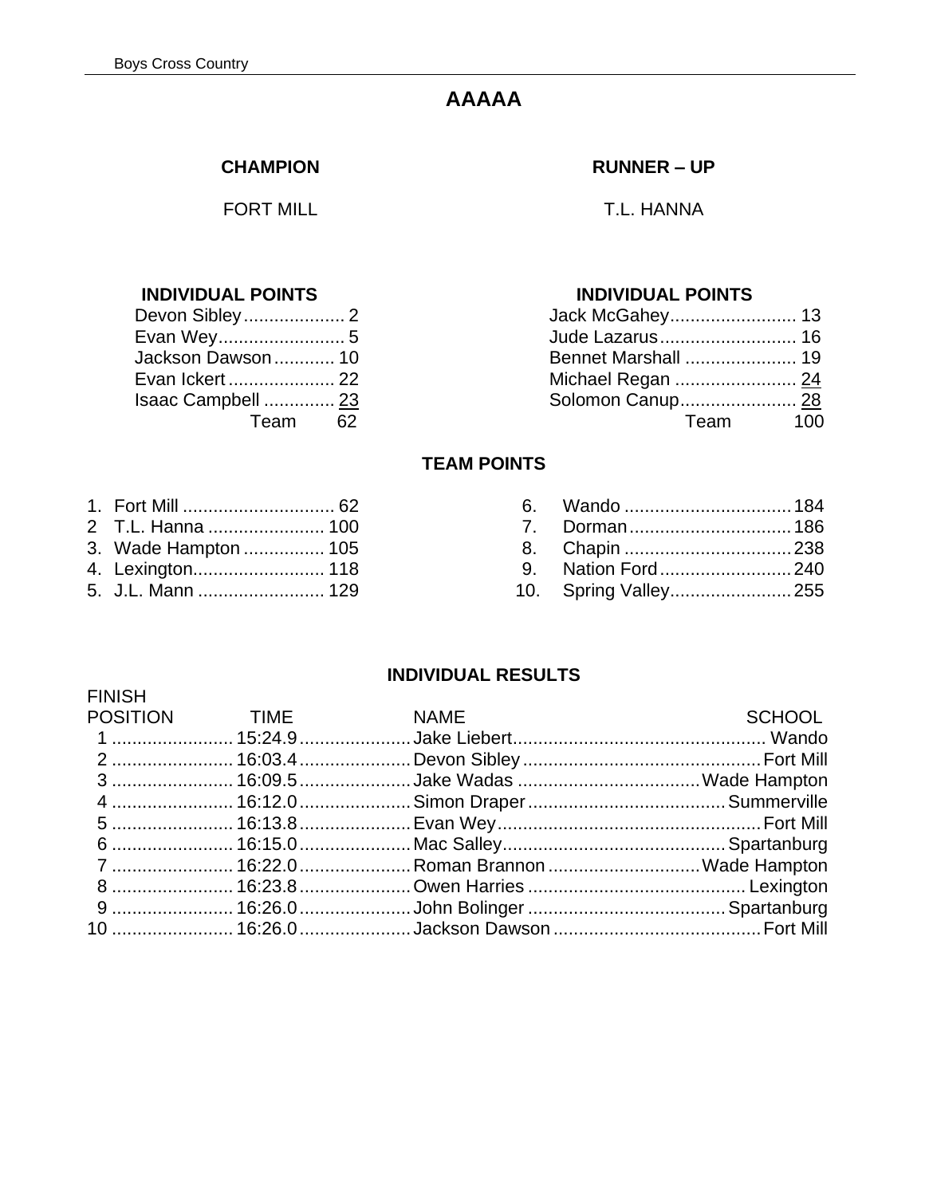# AAAAA

| CHAMPION | RUNNER – UP |
|---|---|
| FORT MILL | T.L. HANNA |

| INDIVIDUAL POINTS | | INDIVIDUAL POINTS | |
|---|---|---|---|
| Devon Sibley | 2 | Jack McGahey | 13 |
| Evan Wey | 5 | Jude Lazarus | 16 |
| Jackson Dawson | 10 | Bennet Marshall | 19 |
| Evan Ickert | 22 | Michael Regan | 24 |
| Isaac Campbell | 23 | Solomon Canup | 28 |
| Team | 62 | Team | 100 |

## TEAM POINTS

1. Fort Mill .............................. 62
2. T.L. Hanna ....................... 100
3. Wade Hampton ................ 105
4. Lexington.......................... 118
5. J.L. Mann ......................... 129
6. Wando ................................. 184
7. Dorman ................................ 186
8. Chapin ................................. 238
9. Nation Ford .......................... 240
10. Spring Valley........................ 255

## INDIVIDUAL RESULTS

| FINISH POSITION | TIME | NAME | SCHOOL |
|---|---|---|---|
| 1 | 15:24.9 | Jake Liebert | Wando |
| 2 | 16:03.4 | Devon Sibley | Fort Mill |
| 3 | 16:09.5 | Jake Wadas | Wade Hampton |
| 4 | 16:12.0 | Simon Draper | Summerville |
| 5 | 16:13.8 | Evan Wey | Fort Mill |
| 6 | 16:15.0 | Mac Salley | Spartanburg |
| 7 | 16:22.0 | Roman Brannon | Wade Hampton |
| 8 | 16:23.8 | Owen Harries | Lexington |
| 9 | 16:26.0 | John Bolinger | Spartanburg |
| 10 | 16:26.0 | Jackson Dawson | Fort Mill |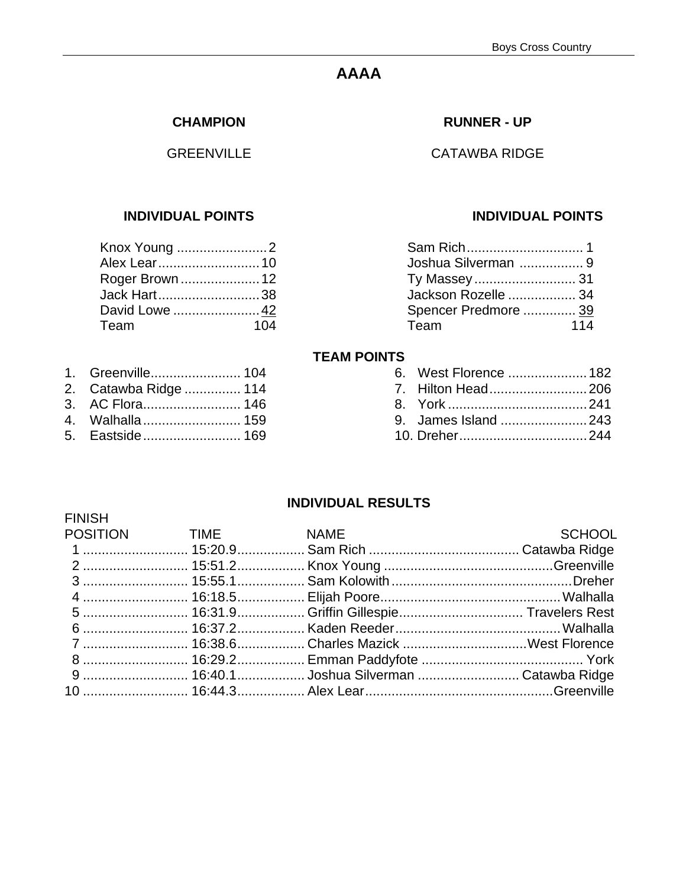# AAAA

| CHAMPION | RUNNER - UP |
|---|---|
| GREENVILLE | CATAWBA RIDGE |

**INDIVIDUAL POINTS**

| | |
|---|---|
| Knox Young | 2 |
| Alex Lear | 10 |
| Roger Brown | 12 |
| Jack Hart | 38 |
| David Lowe | 42 |
| Team | 104 |

**INDIVIDUAL POINTS**

| | |
|---|---|
| Sam Rich | 1 |
| Joshua Silverman | 9 |
| Ty Massey | 31 |
| Jackson Rozelle | 34 |
| Spencer Predmore | 39 |
| Team | 114 |

## TEAM POINTS

1. Greenville 104
2. Catawba Ridge 114
3. AC Flora 146
4. Walhalla 159
5. Eastside 169
6. West Florence 182
7. Hilton Head 206
8. York 241
9. James Island 243
10. Dreher 244

## INDIVIDUAL RESULTS

| FINISH POSITION | TIME | NAME | SCHOOL |
|---|---|---|---|
| 1 | 15:20.9 | Sam Rich | Catawba Ridge |
| 2 | 15:51.2 | Knox Young | Greenville |
| 3 | 15:55.1 | Sam Kolowith | Dreher |
| 4 | 16:18.5 | Elijah Poore | Walhalla |
| 5 | 16:31.9 | Griffin Gillespie | Travelers Rest |
| 6 | 16:37.2 | Kaden Reeder | Walhalla |
| 7 | 16:38.6 | Charles Mazick | West Florence |
| 8 | 16:29.2 | Emman Paddyfote | York |
| 9 | 16:40.1 | Joshua Silverman | Catawba Ridge |
| 10 | 16:44.3 | Alex Lear | Greenville |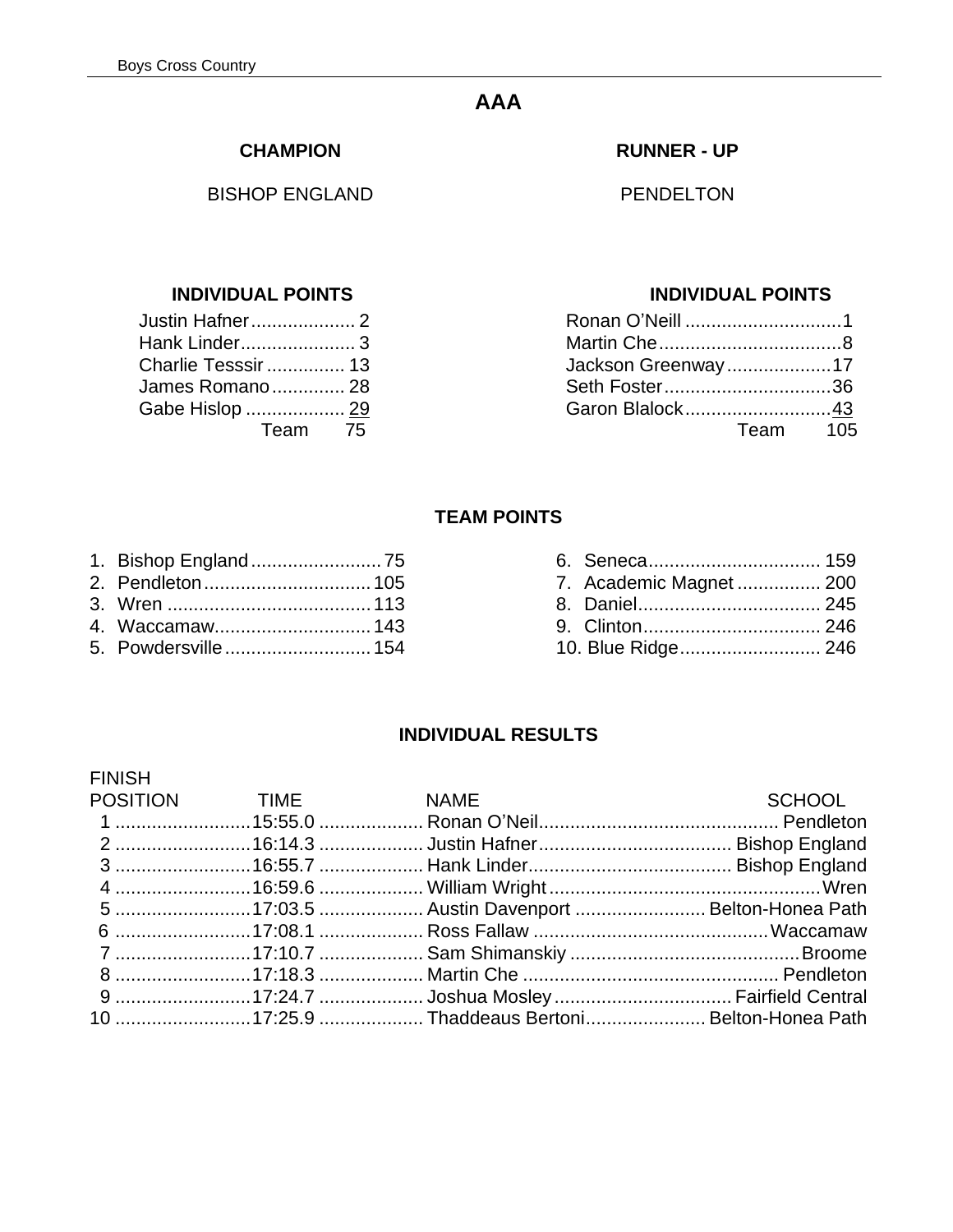# AAA

| CHAMPION | RUNNER - UP |
|---|---|
| BISHOP ENGLAND | PENDELTON |

### INDIVIDUAL POINTS (Bishop England)

| | |
|---|---|
| Justin Hafner | 2 |
| Hank Linder | 3 |
| Charlie Tesssir | 13 |
| James Romano | 28 |
| Gabe Hislop | 29 |
| Team | 75 |

### INDIVIDUAL POINTS (Pendelton)

| | |
|---|---|
| Ronan O'Neill | 1 |
| Martin Che | 8 |
| Jackson Greenway | 17 |
| Seth Foster | 36 |
| Garon Blalock | 43 |
| Team | 105 |

## TEAM POINTS

1. Bishop England ......................... 75
2. Pendleton ................................ 105
3. Wren ....................................... 113
4. Waccamaw .............................. 143
5. Powdersville ............................ 154
6. Seneca ................................. 159
7. Academic Magnet ................ 200
8. Daniel ................................... 245
9. Clinton .................................. 246
10. Blue Ridge ........................... 246

## INDIVIDUAL RESULTS

| FINISH POSITION | TIME | NAME | SCHOOL |
|---|---|---|---|
| 1 | 15:55.0 | Ronan O'Neil | Pendleton |
| 2 | 16:14.3 | Justin Hafner | Bishop England |
| 3 | 16:55.7 | Hank Linder | Bishop England |
| 4 | 16:59.6 | William Wright | Wren |
| 5 | 17:03.5 | Austin Davenport | Belton-Honea Path |
| 6 | 17:08.1 | Ross Fallaw | Waccamaw |
| 7 | 17:10.7 | Sam Shimanskiy | Broome |
| 8 | 17:18.3 | Martin Che | Pendleton |
| 9 | 17:24.7 | Joshua Mosley | Fairfield Central |
| 10 | 17:25.9 | Thaddeaus Bertoni | Belton-Honea Path |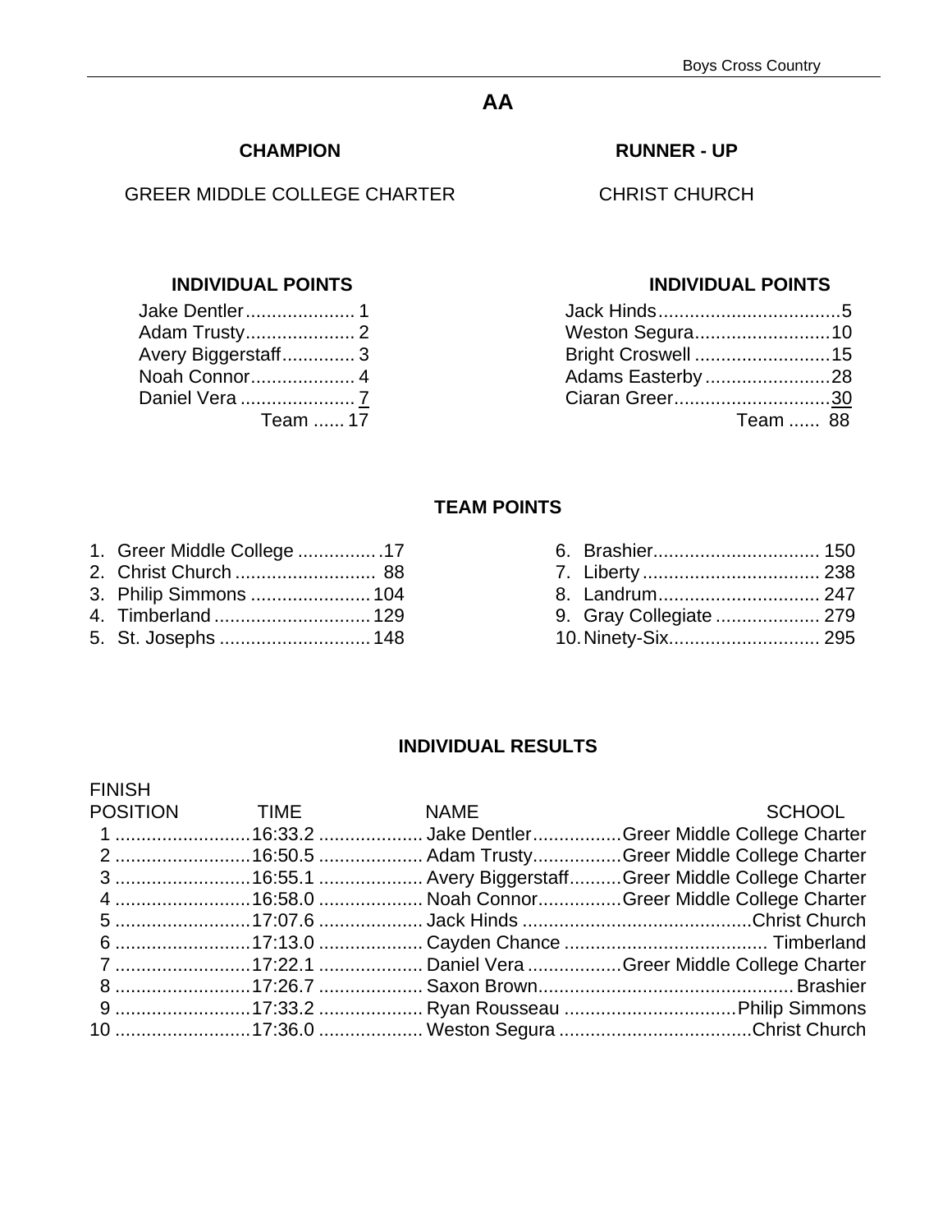# AA

| CHAMPION | RUNNER - UP |
|---|---|
| GREER MIDDLE COLLEGE CHARTER | CHRIST CHURCH |

### INDIVIDUAL POINTS (Greer Middle College Charter)

| Name | Points |
|---|---|
| Jake Dentler | 1 |
| Adam Trusty | 2 |
| Avery Biggerstaff | 3 |
| Noah Connor | 4 |
| Daniel Vera | 7 |
| Team | 17 |

### INDIVIDUAL POINTS (Christ Church)

| Name | Points |
|---|---|
| Jack Hinds | 5 |
| Weston Segura | 10 |
| Bright Croswell | 15 |
| Adams Easterby | 28 |
| Ciaran Greer | 30 |
| Team | 88 |

## TEAM POINTS

1. Greer Middle College .17
2. Christ Church 88
3. Philip Simmons 104
4. Timberland 129
5. St. Josephs 148
6. Brashier 150
7. Liberty 238
8. Landrum 247
9. Gray Collegiate 279
10. Ninety-Six 295

## INDIVIDUAL RESULTS

| FINISH POSITION | TIME | NAME | SCHOOL |
|---|---|---|---|
| 1 | 16:33.2 | Jake Dentler | Greer Middle College Charter |
| 2 | 16:50.5 | Adam Trusty | Greer Middle College Charter |
| 3 | 16:55.1 | Avery Biggerstaff | Greer Middle College Charter |
| 4 | 16:58.0 | Noah Connor | Greer Middle College Charter |
| 5 | 17:07.6 | Jack Hinds | Christ Church |
| 6 | 17:13.0 | Cayden Chance | Timberland |
| 7 | 17:22.1 | Daniel Vera | Greer Middle College Charter |
| 8 | 17:26.7 | Saxon Brown | Brashier |
| 9 | 17:33.2 | Ryan Rousseau | Philip Simmons |
| 10 | 17:36.0 | Weston Segura | Christ Church |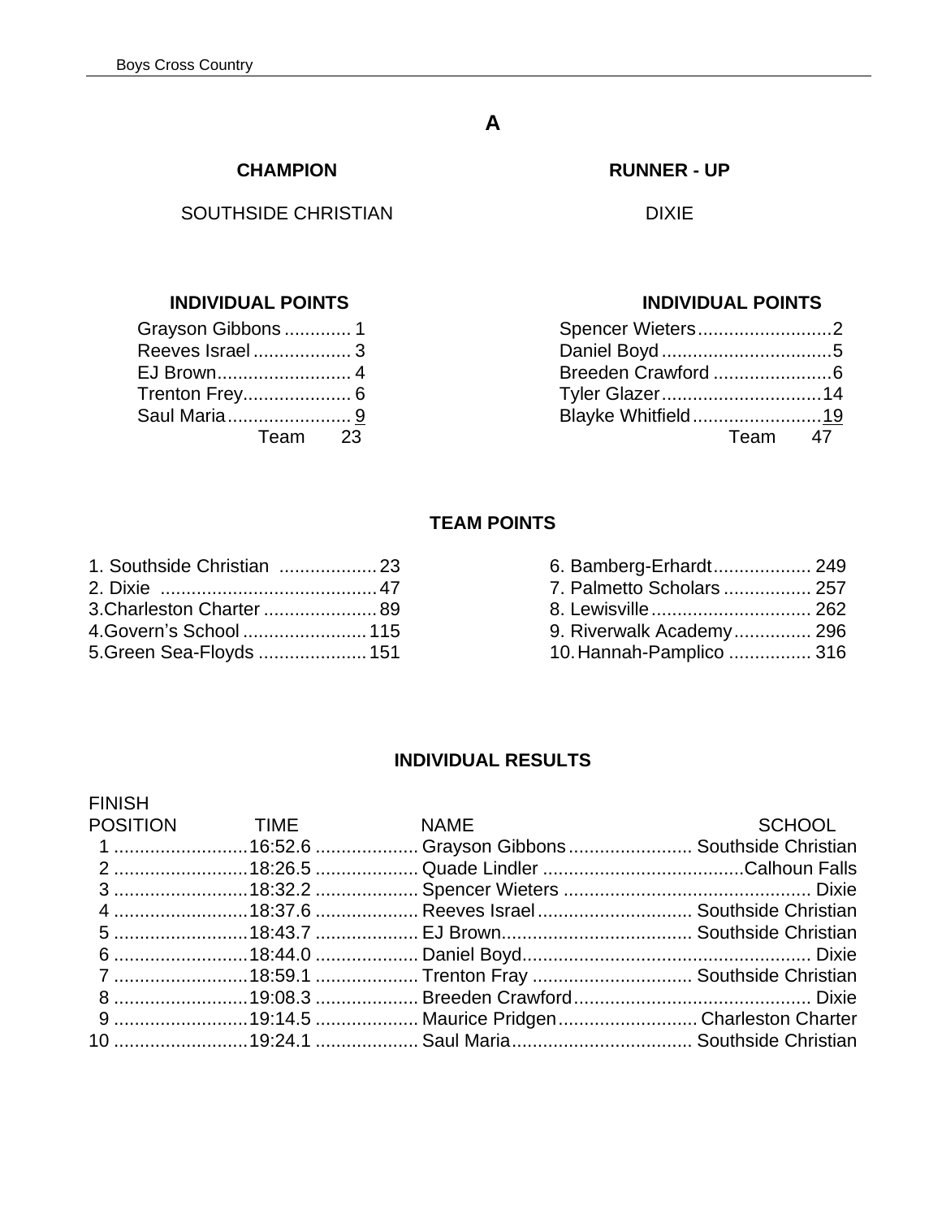# A

**CHAMPION**

SOUTHSIDE CHRISTIAN

**INDIVIDUAL POINTS**

| | |
|---|---|
| Grayson Gibbons | 1 |
| Reeves Israel | 3 |
| EJ Brown | 4 |
| Trenton Frey | 6 |
| Saul Maria | 9 |
| Team | 23 |

**RUNNER - UP**

DIXIE

**INDIVIDUAL POINTS**

| | |
|---|---|
| Spencer Wieters | 2 |
| Daniel Boyd | 5 |
| Breeden Crawford | 6 |
| Tyler Glazer | 14 |
| Blayke Whitfield | 19 |
| Team | 47 |

## TEAM POINTS

| | |
|---|---|
| 1. Southside Christian | 23 |
| 2. Dixie | 47 |
| 3.Charleston Charter | 89 |
| 4.Govern's School | 115 |
| 5.Green Sea-Floyds | 151 |
| 6. Bamberg-Erhardt | 249 |
| 7. Palmetto Scholars | 257 |
| 8. Lewisville | 262 |
| 9. Riverwalk Academy | 296 |
| 10. Hannah-Pamplico | 316 |

## INDIVIDUAL RESULTS

| FINISH POSITION | TIME | NAME | SCHOOL |
|---|---|---|---|
| 1 | 16:52.6 | Grayson Gibbons | Southside Christian |
| 2 | 18:26.5 | Quade Lindler | Calhoun Falls |
| 3 | 18:32.2 | Spencer Wieters | Dixie |
| 4 | 18:37.6 | Reeves Israel | Southside Christian |
| 5 | 18:43.7 | EJ Brown | Southside Christian |
| 6 | 18:44.0 | Daniel Boyd | Dixie |
| 7 | 18:59.1 | Trenton Fray | Southside Christian |
| 8 | 19:08.3 | Breeden Crawford | Dixie |
| 9 | 19:14.5 | Maurice Pridgen | Charleston Charter |
| 10 | 19:24.1 | Saul Maria | Southside Christian |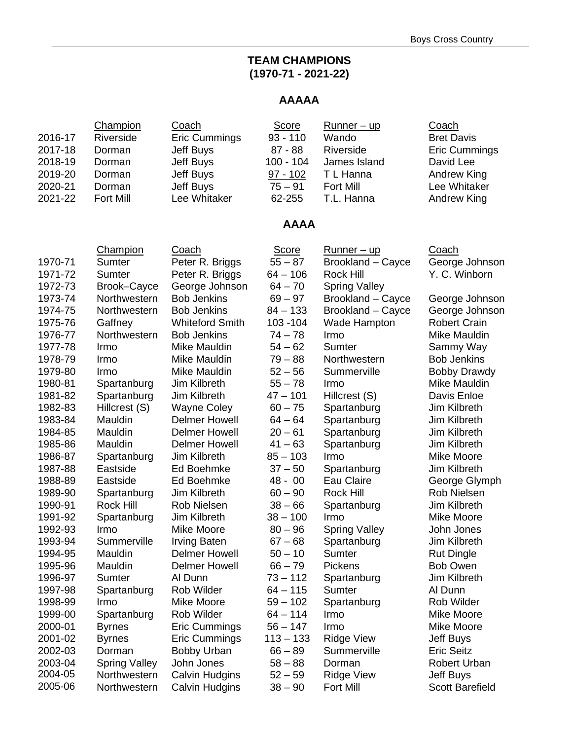## TEAM CHAMPIONS
## (1970-71 - 2021-22)

### AAAAA

| | Champion | Coach | Score | Runner – up | Coach |
|---|---|---|---|---|---|
| 2016-17 | Riverside | Eric Cummings | 93 - 110 | Wando | Bret Davis |
| 2017-18 | Dorman | Jeff Buys | 87 - 88 | Riverside | Eric Cummings |
| 2018-19 | Dorman | Jeff Buys | 100 - 104 | James Island | David Lee |
| 2019-20 | Dorman | Jeff Buys | 97 - 102 | T L Hanna | Andrew King |
| 2020-21 | Dorman | Jeff Buys | 75 – 91 | Fort Mill | Lee Whitaker |
| 2021-22 | Fort Mill | Lee Whitaker | 62-255 | T.L. Hanna | Andrew King |

### AAAA

| | Champion | Coach | Score | Runner – up | Coach |
|---|---|---|---|---|---|
| 1970-71 | Sumter | Peter R. Briggs | 55 – 87 | Brookland – Cayce | George Johnson |
| 1971-72 | Sumter | Peter R. Briggs | 64 – 106 | Rock Hill | Y. C. Winborn |
| 1972-73 | Brook–Cayce | George Johnson | 64 – 70 | Spring Valley | |
| 1973-74 | Northwestern | Bob Jenkins | 69 – 97 | Brookland – Cayce | George Johnson |
| 1974-75 | Northwestern | Bob Jenkins | 84 – 133 | Brookland – Cayce | George Johnson |
| 1975-76 | Gaffney | Whiteford Smith | 103 -104 | Wade Hampton | Robert Crain |
| 1976-77 | Northwestern | Bob Jenkins | 74 – 78 | Irmo | Mike Mauldin |
| 1977-78 | Irmo | Mike Mauldin | 54 – 62 | Sumter | Sammy Way |
| 1978-79 | Irmo | Mike Mauldin | 79 – 88 | Northwestern | Bob Jenkins |
| 1979-80 | Irmo | Mike Mauldin | 52 – 56 | Summerville | Bobby Drawdy |
| 1980-81 | Spartanburg | Jim Kilbreth | 55 – 78 | Irmo | Mike Mauldin |
| 1981-82 | Spartanburg | Jim Kilbreth | 47 – 101 | Hillcrest (S) | Davis Enloe |
| 1982-83 | Hillcrest (S) | Wayne Coley | 60 – 75 | Spartanburg | Jim Kilbreth |
| 1983-84 | Mauldin | Delmer Howell | 64 – 64 | Spartanburg | Jim Kilbreth |
| 1984-85 | Mauldin | Delmer Howell | 20 – 61 | Spartanburg | Jim Kilbreth |
| 1985-86 | Mauldin | Delmer Howell | 41 – 63 | Spartanburg | Jim Kilbreth |
| 1986-87 | Spartanburg | Jim Kilbreth | 85 – 103 | Irmo | Mike Moore |
| 1987-88 | Eastside | Ed Boehmke | 37 – 50 | Spartanburg | Jim Kilbreth |
| 1988-89 | Eastside | Ed Boehmke | 48 - 00 | Eau Claire | George Glymph |
| 1989-90 | Spartanburg | Jim Kilbreth | 60 – 90 | Rock Hill | Rob Nielsen |
| 1990-91 | Rock Hill | Rob Nielsen | 38 – 66 | Spartanburg | Jim Kilbreth |
| 1991-92 | Spartanburg | Jim Kilbreth | 38 – 100 | Irmo | Mike Moore |
| 1992-93 | Irmo | Mike Moore | 80 – 96 | Spring Valley | John Jones |
| 1993-94 | Summerville | Irving Baten | 67 – 68 | Spartanburg | Jim Kilbreth |
| 1994-95 | Mauldin | Delmer Howell | 50 – 10 | Sumter | Rut Dingle |
| 1995-96 | Mauldin | Delmer Howell | 66 – 79 | Pickens | Bob Owen |
| 1996-97 | Sumter | Al Dunn | 73 – 112 | Spartanburg | Jim Kilbreth |
| 1997-98 | Spartanburg | Rob Wilder | 64 – 115 | Sumter | Al Dunn |
| 1998-99 | Irmo | Mike Moore | 59 – 102 | Spartanburg | Rob Wilder |
| 1999-00 | Spartanburg | Rob Wilder | 64 – 114 | Irmo | Mike Moore |
| 2000-01 | Byrnes | Eric Cummings | 56 – 147 | Irmo | Mike Moore |
| 2001-02 | Byrnes | Eric Cummings | 113 – 133 | Ridge View | Jeff Buys |
| 2002-03 | Dorman | Bobby Urban | 66 – 89 | Summerville | Eric Seitz |
| 2003-04 | Spring Valley | John Jones | 58 – 88 | Dorman | Robert Urban |
| 2004-05 | Northwestern | Calvin Hudgins | 52 – 59 | Ridge View | Jeff Buys |
| 2005-06 | Northwestern | Calvin Hudgins | 38 – 90 | Fort Mill | Scott Barefield |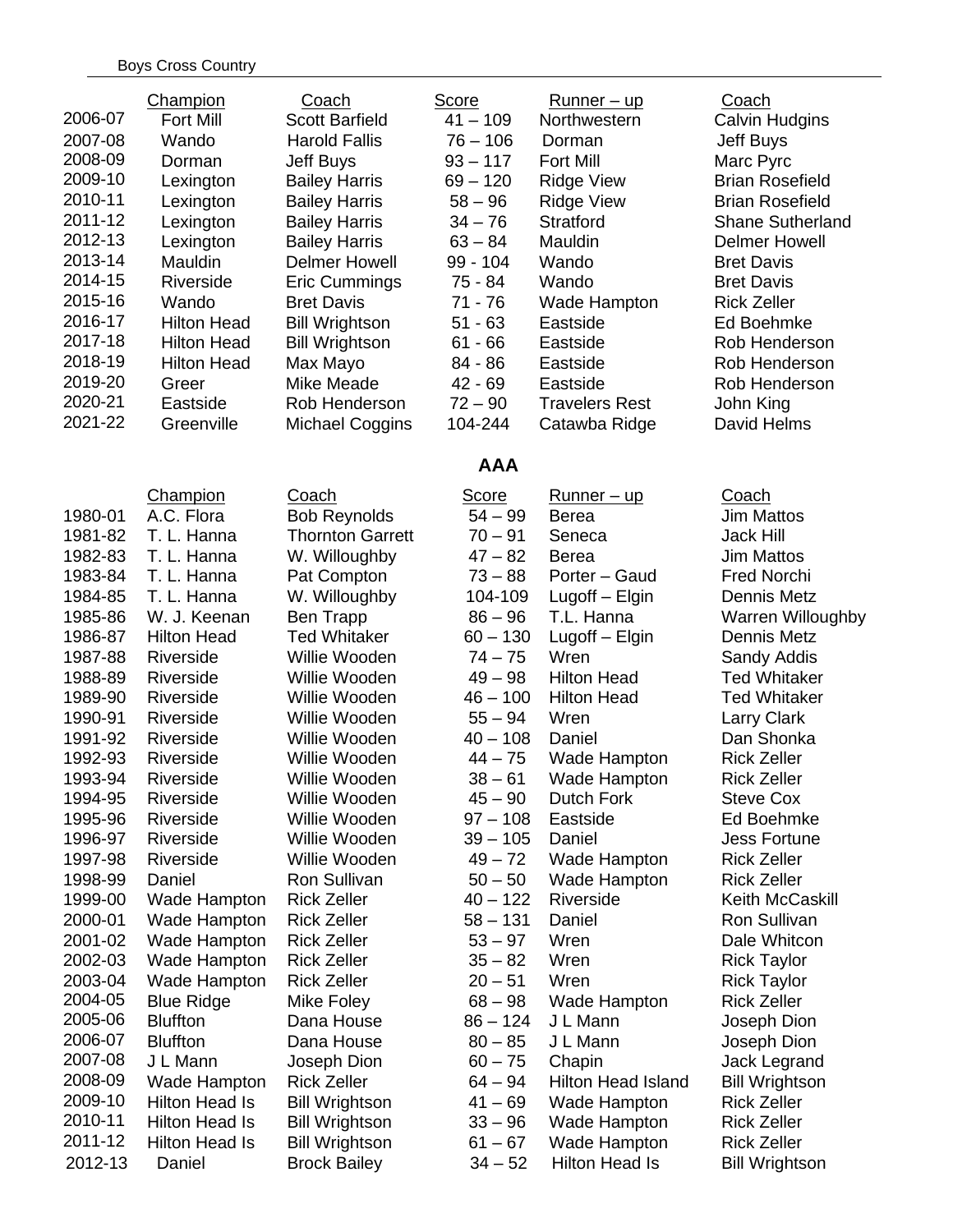Boys Cross Country

| | Champion | Coach | Score | Runner – up | Coach |
|---|---|---|---|---|---|
| 2006-07 | Fort Mill | Scott Barfield | 41 – 109 | Northwestern | Calvin Hudgins |
| 2007-08 | Wando | Harold Fallis | 76 – 106 | Dorman | Jeff Buys |
| 2008-09 | Dorman | Jeff Buys | 93 – 117 | Fort Mill | Marc Pyrc |
| 2009-10 | Lexington | Bailey Harris | 69 – 120 | Ridge View | Brian Rosefield |
| 2010-11 | Lexington | Bailey Harris | 58 – 96 | Ridge View | Brian Rosefield |
| 2011-12 | Lexington | Bailey Harris | 34 – 76 | Stratford | Shane Sutherland |
| 2012-13 | Lexington | Bailey Harris | 63 – 84 | Mauldin | Delmer Howell |
| 2013-14 | Mauldin | Delmer Howell | 99 - 104 | Wando | Bret Davis |
| 2014-15 | Riverside | Eric Cummings | 75 - 84 | Wando | Bret Davis |
| 2015-16 | Wando | Bret Davis | 71 - 76 | Wade Hampton | Rick Zeller |
| 2016-17 | Hilton Head | Bill Wrightson | 51 - 63 | Eastside | Ed Boehmke |
| 2017-18 | Hilton Head | Bill Wrightson | 61 - 66 | Eastside | Rob Henderson |
| 2018-19 | Hilton Head | Max Mayo | 84 - 86 | Eastside | Rob Henderson |
| 2019-20 | Greer | Mike Meade | 42 - 69 | Eastside | Rob Henderson |
| 2020-21 | Eastside | Rob Henderson | 72 – 90 | Travelers Rest | John King |
| 2021-22 | Greenville | Michael Coggins | 104-244 | Catawba Ridge | David Helms |

## AAA

| | Champion | Coach | Score | Runner – up | Coach |
|---|---|---|---|---|---|
| 1980-01 | A.C. Flora | Bob Reynolds | 54 – 99 | Berea | Jim Mattos |
| 1981-82 | T. L. Hanna | Thornton Garrett | 70 – 91 | Seneca | Jack Hill |
| 1982-83 | T. L. Hanna | W. Willoughby | 47 – 82 | Berea | Jim Mattos |
| 1983-84 | T. L. Hanna | Pat Compton | 73 – 88 | Porter – Gaud | Fred Norchi |
| 1984-85 | T. L. Hanna | W. Willoughby | 104-109 | Lugoff – Elgin | Dennis Metz |
| 1985-86 | W. J. Keenan | Ben Trapp | 86 – 96 | T.L. Hanna | Warren Willoughby |
| 1986-87 | Hilton Head | Ted Whitaker | 60 – 130 | Lugoff – Elgin | Dennis Metz |
| 1987-88 | Riverside | Willie Wooden | 74 – 75 | Wren | Sandy Addis |
| 1988-89 | Riverside | Willie Wooden | 49 – 98 | Hilton Head | Ted Whitaker |
| 1989-90 | Riverside | Willie Wooden | 46 – 100 | Hilton Head | Ted Whitaker |
| 1990-91 | Riverside | Willie Wooden | 55 – 94 | Wren | Larry Clark |
| 1991-92 | Riverside | Willie Wooden | 40 – 108 | Daniel | Dan Shonka |
| 1992-93 | Riverside | Willie Wooden | 44 – 75 | Wade Hampton | Rick Zeller |
| 1993-94 | Riverside | Willie Wooden | 38 – 61 | Wade Hampton | Rick Zeller |
| 1994-95 | Riverside | Willie Wooden | 45 – 90 | Dutch Fork | Steve Cox |
| 1995-96 | Riverside | Willie Wooden | 97 – 108 | Eastside | Ed Boehmke |
| 1996-97 | Riverside | Willie Wooden | 39 – 105 | Daniel | Jess Fortune |
| 1997-98 | Riverside | Willie Wooden | 49 – 72 | Wade Hampton | Rick Zeller |
| 1998-99 | Daniel | Ron Sullivan | 50 – 50 | Wade Hampton | Rick Zeller |
| 1999-00 | Wade Hampton | Rick Zeller | 40 – 122 | Riverside | Keith McCaskill |
| 2000-01 | Wade Hampton | Rick Zeller | 58 – 131 | Daniel | Ron Sullivan |
| 2001-02 | Wade Hampton | Rick Zeller | 53 – 97 | Wren | Dale Whitcon |
| 2002-03 | Wade Hampton | Rick Zeller | 35 – 82 | Wren | Rick Taylor |
| 2003-04 | Wade Hampton | Rick Zeller | 20 – 51 | Wren | Rick Taylor |
| 2004-05 | Blue Ridge | Mike Foley | 68 – 98 | Wade Hampton | Rick Zeller |
| 2005-06 | Bluffton | Dana House | 86 – 124 | J L Mann | Joseph Dion |
| 2006-07 | Bluffton | Dana House | 80 – 85 | J L Mann | Joseph Dion |
| 2007-08 | J L Mann | Joseph Dion | 60 – 75 | Chapin | Jack Legrand |
| 2008-09 | Wade Hampton | Rick Zeller | 64 – 94 | Hilton Head Island | Bill Wrightson |
| 2009-10 | Hilton Head Is | Bill Wrightson | 41 – 69 | Wade Hampton | Rick Zeller |
| 2010-11 | Hilton Head Is | Bill Wrightson | 33 – 96 | Wade Hampton | Rick Zeller |
| 2011-12 | Hilton Head Is | Bill Wrightson | 61 – 67 | Wade Hampton | Rick Zeller |
| 2012-13 | Daniel | Brock Bailey | 34 – 52 | Hilton Head Is | Bill Wrightson |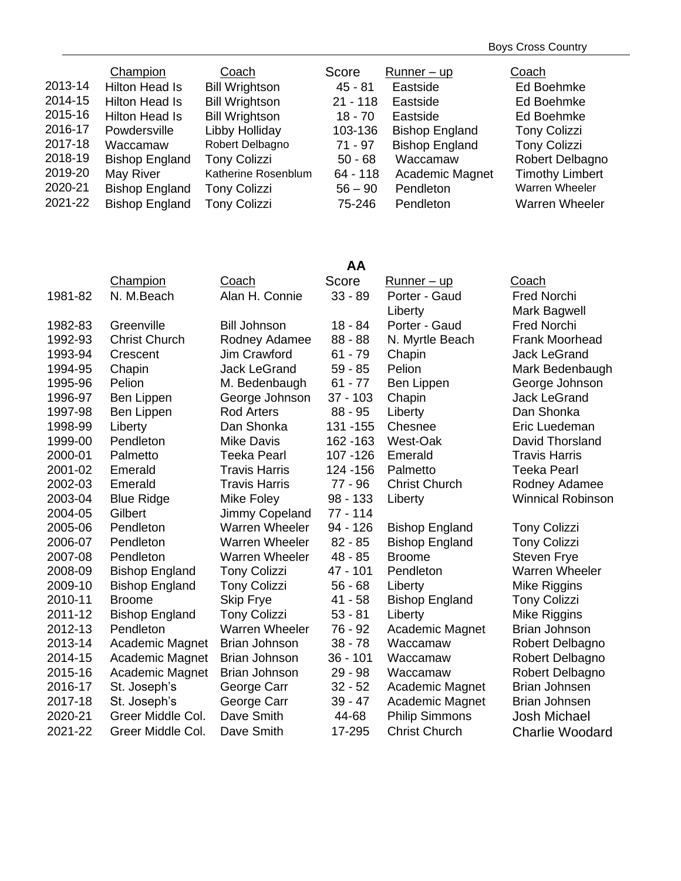| | Champion | Coach | Score | Runner – up | Coach |
|---|---|---|---|---|---|
| 2013-14 | Hilton Head Is | Bill Wrightson | 45 - 81 | Eastside | Ed Boehmke |
| 2014-15 | Hilton Head Is | Bill Wrightson | 21 - 118 | Eastside | Ed Boehmke |
| 2015-16 | Hilton Head Is | Bill Wrightson | 18 - 70 | Eastside | Ed Boehmke |
| 2016-17 | Powdersville | Libby Holliday | 103-136 | Bishop England | Tony Colizzi |
| 2017-18 | Waccamaw | Robert Delbagno | 71 - 97 | Bishop England | Tony Colizzi |
| 2018-19 | Bishop England | Tony Colizzi | 50 - 68 | Waccamaw | Robert Delbagno |
| 2019-20 | May River | Katherine Rosenblum | 64 - 118 | Academic Magnet | Timothy Limbert |
| 2020-21 | Bishop England | Tony Colizzi | 56 – 90 | Pendleton | Warren Wheeler |
| 2021-22 | Bishop England | Tony Colizzi | 75-246 | Pendleton | Warren Wheeler |

## AA

| | Champion | Coach | Score | Runner – up | Coach |
|---|---|---|---|---|---|
| 1981-82 | N. M.Beach | Alan H. Connie | 33 - 89 | Porter - Gaud<br>Liberty | Fred Norchi<br>Mark Bagwell |
| 1982-83 | Greenville | Bill Johnson | 18 - 84 | Porter - Gaud | Fred Norchi |
| 1992-93 | Christ Church | Rodney Adamee | 88 - 88 | N. Myrtle Beach | Frank Moorhead |
| 1993-94 | Crescent | Jim Crawford | 61 - 79 | Chapin | Jack LeGrand |
| 1994-95 | Chapin | Jack LeGrand | 59 - 85 | Pelion | Mark Bedenbaugh |
| 1995-96 | Pelion | M. Bedenbaugh | 61 - 77 | Ben Lippen | George Johnson |
| 1996-97 | Ben Lippen | George Johnson | 37 - 103 | Chapin | Jack LeGrand |
| 1997-98 | Ben Lippen | Rod Arters | 88 - 95 | Liberty | Dan Shonka |
| 1998-99 | Liberty | Dan Shonka | 131 -155 | Chesnee | Eric Luedeman |
| 1999-00 | Pendleton | Mike Davis | 162 -163 | West-Oak | David Thorsland |
| 2000-01 | Palmetto | Teeka Pearl | 107 -126 | Emerald | Travis Harris |
| 2001-02 | Emerald | Travis Harris | 124 -156 | Palmetto | Teeka Pearl |
| 2002-03 | Emerald | Travis Harris | 77 - 96 | Christ Church | Rodney Adamee |
| 2003-04 | Blue Ridge | Mike Foley | 98 - 133 | Liberty | Winnical Robinson |
| 2004-05 | Gilbert | Jimmy Copeland | 77 - 114 | | |
| 2005-06 | Pendleton | Warren Wheeler | 94 - 126 | Bishop England | Tony Colizzi |
| 2006-07 | Pendleton | Warren Wheeler | 82 - 85 | Bishop England | Tony Colizzi |
| 2007-08 | Pendleton | Warren Wheeler | 48 - 85 | Broome | Steven Frye |
| 2008-09 | Bishop England | Tony Colizzi | 47 - 101 | Pendleton | Warren Wheeler |
| 2009-10 | Bishop England | Tony Colizzi | 56 - 68 | Liberty | Mike Riggins |
| 2010-11 | Broome | Skip Frye | 41 - 58 | Bishop England | Tony Colizzi |
| 2011-12 | Bishop England | Tony Colizzi | 53 - 81 | Liberty | Mike Riggins |
| 2012-13 | Pendleton | Warren Wheeler | 76 - 92 | Academic Magnet | Brian Johnson |
| 2013-14 | Academic Magnet | Brian Johnson | 38 - 78 | Waccamaw | Robert Delbagno |
| 2014-15 | Academic Magnet | Brian Johnson | 36 - 101 | Waccamaw | Robert Delbagno |
| 2015-16 | Academic Magnet | Brian Johnson | 29 - 98 | Waccamaw | Robert Delbagno |
| 2016-17 | St. Joseph's | George Carr | 32 - 52 | Academic Magnet | Brian Johnsen |
| 2017-18 | St. Joseph's | George Carr | 39 - 47 | Academic Magnet | Brian Johnsen |
| 2020-21 | Greer Middle Col. | Dave Smith | 44-68 | Philip Simmons | Josh Michael |
| 2021-22 | Greer Middle Col. | Dave Smith | 17-295 | Christ Church | Charlie Woodard |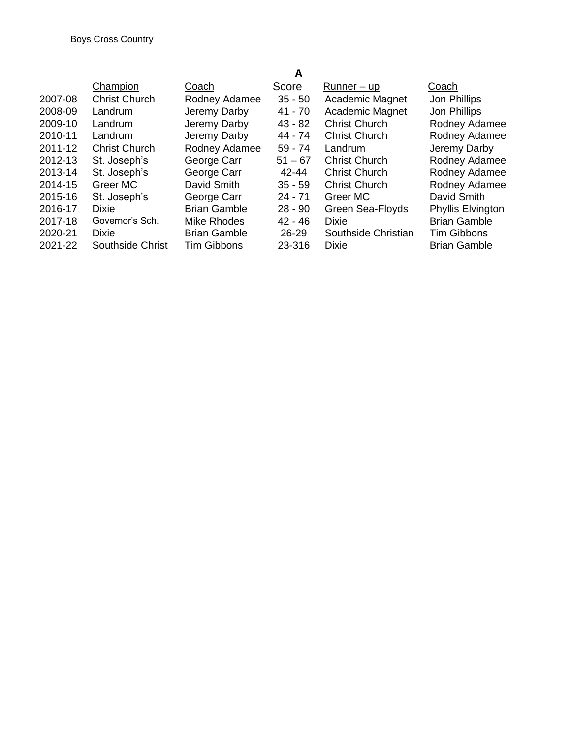## A

| | Champion | Coach | Score | Runner – up | Coach |
|---|---|---|---|---|---|
| 2007-08 | Christ Church | Rodney Adamee | 35 - 50 | Academic Magnet | Jon Phillips |
| 2008-09 | Landrum | Jeremy Darby | 41 - 70 | Academic Magnet | Jon Phillips |
| 2009-10 | Landrum | Jeremy Darby | 43 - 82 | Christ Church | Rodney Adamee |
| 2010-11 | Landrum | Jeremy Darby | 44 - 74 | Christ Church | Rodney Adamee |
| 2011-12 | Christ Church | Rodney Adamee | 59 - 74 | Landrum | Jeremy Darby |
| 2012-13 | St. Joseph's | George Carr | 51 – 67 | Christ Church | Rodney Adamee |
| 2013-14 | St. Joseph's | George Carr | 42-44 | Christ Church | Rodney Adamee |
| 2014-15 | Greer MC | David Smith | 35 - 59 | Christ Church | Rodney Adamee |
| 2015-16 | St. Joseph's | George Carr | 24 - 71 | Greer MC | David Smith |
| 2016-17 | Dixie | Brian Gamble | 28 - 90 | Green Sea-Floyds | Phyllis Elvington |
| 2017-18 | Governor's Sch. | Mike Rhodes | 42 - 46 | Dixie | Brian Gamble |
| 2020-21 | Dixie | Brian Gamble | 26-29 | Southside Christian | Tim Gibbons |
| 2021-22 | Southside Christ | Tim Gibbons | 23-316 | Dixie | Brian Gamble |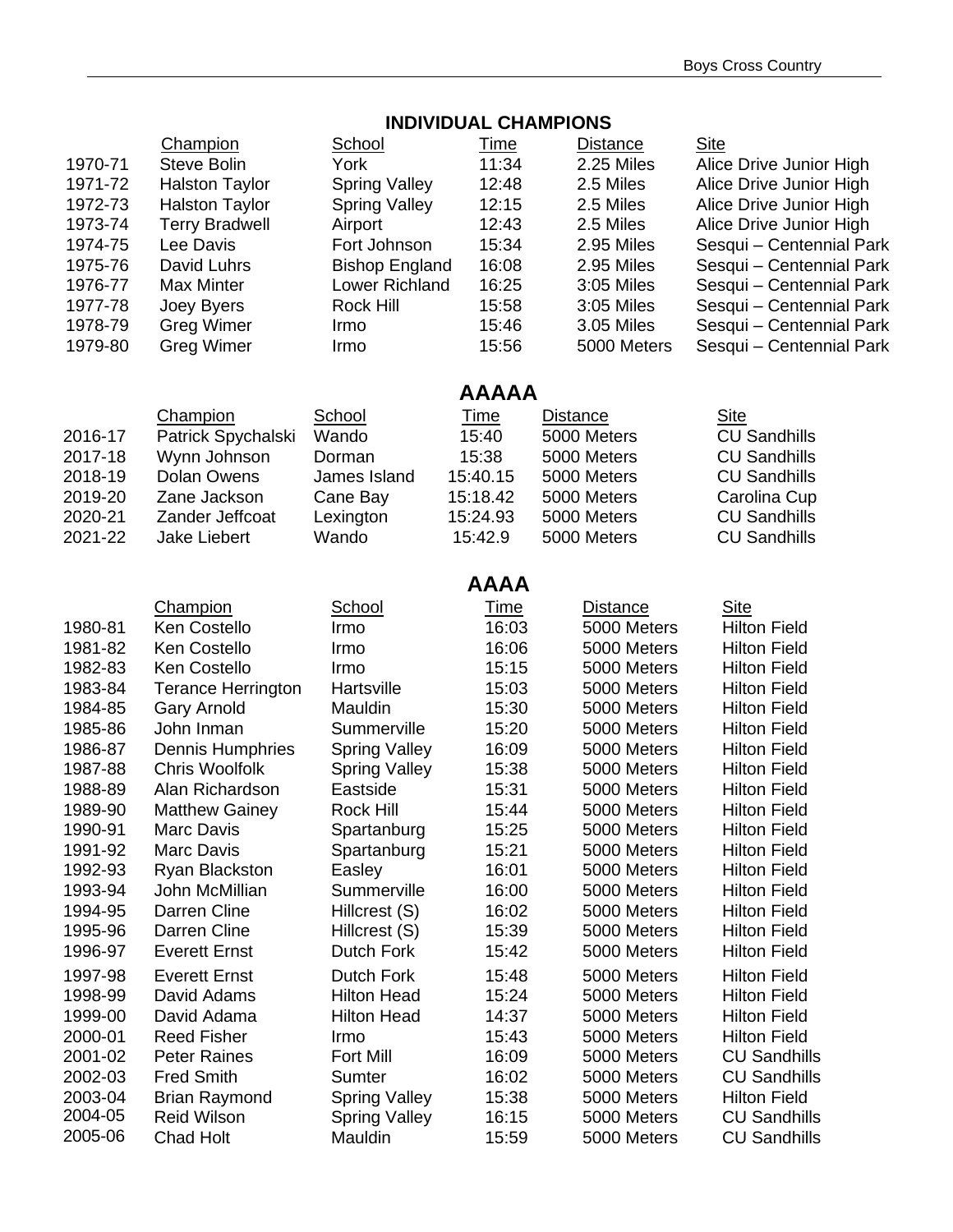## INDIVIDUAL CHAMPIONS

| | Champion | School | Time | Distance | Site |
|---|---|---|---|---|---|
| 1970-71 | Steve Bolin | York | 11:34 | 2.25 Miles | Alice Drive Junior High |
| 1971-72 | Halston Taylor | Spring Valley | 12:48 | 2.5 Miles | Alice Drive Junior High |
| 1972-73 | Halston Taylor | Spring Valley | 12:15 | 2.5 Miles | Alice Drive Junior High |
| 1973-74 | Terry Bradwell | Airport | 12:43 | 2.5 Miles | Alice Drive Junior High |
| 1974-75 | Lee Davis | Fort Johnson | 15:34 | 2.95 Miles | Sesqui – Centennial Park |
| 1975-76 | David Luhrs | Bishop England | 16:08 | 2.95 Miles | Sesqui – Centennial Park |
| 1976-77 | Max Minter | Lower Richland | 16:25 | 3:05 Miles | Sesqui – Centennial Park |
| 1977-78 | Joey Byers | Rock Hill | 15:58 | 3:05 Miles | Sesqui – Centennial Park |
| 1978-79 | Greg Wimer | Irmo | 15:46 | 3.05 Miles | Sesqui – Centennial Park |
| 1979-80 | Greg Wimer | Irmo | 15:56 | 5000 Meters | Sesqui – Centennial Park |

## AAAAA

| | Champion | School | Time | Distance | Site |
|---|---|---|---|---|---|
| 2016-17 | Patrick Spychalski | Wando | 15:40 | 5000 Meters | CU Sandhills |
| 2017-18 | Wynn Johnson | Dorman | 15:38 | 5000 Meters | CU Sandhills |
| 2018-19 | Dolan Owens | James Island | 15:40.15 | 5000 Meters | CU Sandhills |
| 2019-20 | Zane Jackson | Cane Bay | 15:18.42 | 5000 Meters | Carolina Cup |
| 2020-21 | Zander Jeffcoat | Lexington | 15:24.93 | 5000 Meters | CU Sandhills |
| 2021-22 | Jake Liebert | Wando | 15:42.9 | 5000 Meters | CU Sandhills |

## AAAA

| | Champion | School | Time | Distance | Site |
|---|---|---|---|---|---|
| 1980-81 | Ken Costello | Irmo | 16:03 | 5000 Meters | Hilton Field |
| 1981-82 | Ken Costello | Irmo | 16:06 | 5000 Meters | Hilton Field |
| 1982-83 | Ken Costello | Irmo | 15:15 | 5000 Meters | Hilton Field |
| 1983-84 | Terance Herrington | Hartsville | 15:03 | 5000 Meters | Hilton Field |
| 1984-85 | Gary Arnold | Mauldin | 15:30 | 5000 Meters | Hilton Field |
| 1985-86 | John Inman | Summerville | 15:20 | 5000 Meters | Hilton Field |
| 1986-87 | Dennis Humphries | Spring Valley | 16:09 | 5000 Meters | Hilton Field |
| 1987-88 | Chris Woolfolk | Spring Valley | 15:38 | 5000 Meters | Hilton Field |
| 1988-89 | Alan Richardson | Eastside | 15:31 | 5000 Meters | Hilton Field |
| 1989-90 | Matthew Gainey | Rock Hill | 15:44 | 5000 Meters | Hilton Field |
| 1990-91 | Marc Davis | Spartanburg | 15:25 | 5000 Meters | Hilton Field |
| 1991-92 | Marc Davis | Spartanburg | 15:21 | 5000 Meters | Hilton Field |
| 1992-93 | Ryan Blackston | Easley | 16:01 | 5000 Meters | Hilton Field |
| 1993-94 | John McMillian | Summerville | 16:00 | 5000 Meters | Hilton Field |
| 1994-95 | Darren Cline | Hillcrest (S) | 16:02 | 5000 Meters | Hilton Field |
| 1995-96 | Darren Cline | Hillcrest (S) | 15:39 | 5000 Meters | Hilton Field |
| 1996-97 | Everett Ernst | Dutch Fork | 15:42 | 5000 Meters | Hilton Field |
| 1997-98 | Everett Ernst | Dutch Fork | 15:48 | 5000 Meters | Hilton Field |
| 1998-99 | David Adams | Hilton Head | 15:24 | 5000 Meters | Hilton Field |
| 1999-00 | David Adama | Hilton Head | 14:37 | 5000 Meters | Hilton Field |
| 2000-01 | Reed Fisher | Irmo | 15:43 | 5000 Meters | Hilton Field |
| 2001-02 | Peter Raines | Fort Mill | 16:09 | 5000 Meters | CU Sandhills |
| 2002-03 | Fred Smith | Sumter | 16:02 | 5000 Meters | CU Sandhills |
| 2003-04 | Brian Raymond | Spring Valley | 15:38 | 5000 Meters | Hilton Field |
| 2004-05 | Reid Wilson | Spring Valley | 16:15 | 5000 Meters | CU Sandhills |
| 2005-06 | Chad Holt | Mauldin | 15:59 | 5000 Meters | CU Sandhills |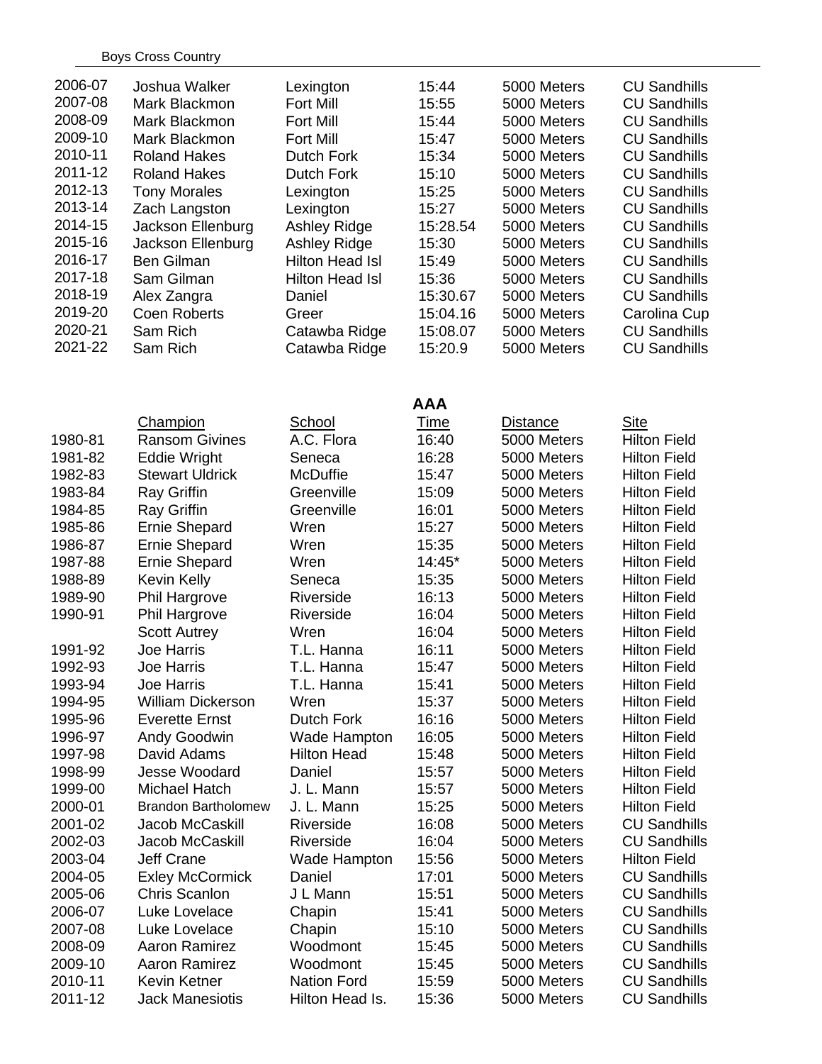| | | | | | |
|---|---|---|---|---|---|
| 2006-07 | Joshua Walker | Lexington | 15:44 | 5000 Meters | CU Sandhills |
| 2007-08 | Mark Blackmon | Fort Mill | 15:55 | 5000 Meters | CU Sandhills |
| 2008-09 | Mark Blackmon | Fort Mill | 15:44 | 5000 Meters | CU Sandhills |
| 2009-10 | Mark Blackmon | Fort Mill | 15:47 | 5000 Meters | CU Sandhills |
| 2010-11 | Roland Hakes | Dutch Fork | 15:34 | 5000 Meters | CU Sandhills |
| 2011-12 | Roland Hakes | Dutch Fork | 15:10 | 5000 Meters | CU Sandhills |
| 2012-13 | Tony Morales | Lexington | 15:25 | 5000 Meters | CU Sandhills |
| 2013-14 | Zach Langston | Lexington | 15:27 | 5000 Meters | CU Sandhills |
| 2014-15 | Jackson Ellenburg | Ashley Ridge | 15:28.54 | 5000 Meters | CU Sandhills |
| 2015-16 | Jackson Ellenburg | Ashley Ridge | 15:30 | 5000 Meters | CU Sandhills |
| 2016-17 | Ben Gilman | Hilton Head Isl | 15:49 | 5000 Meters | CU Sandhills |
| 2017-18 | Sam Gilman | Hilton Head Isl | 15:36 | 5000 Meters | CU Sandhills |
| 2018-19 | Alex Zangra | Daniel | 15:30.67 | 5000 Meters | CU Sandhills |
| 2019-20 | Coen Roberts | Greer | 15:04.16 | 5000 Meters | Carolina Cup |
| 2020-21 | Sam Rich | Catawba Ridge | 15:08.07 | 5000 Meters | CU Sandhills |
| 2021-22 | Sam Rich | Catawba Ridge | 15:20.9 | 5000 Meters | CU Sandhills |

## AAA

| | Champion | School | Time | Distance | Site |
|---|---|---|---|---|---|
| 1980-81 | Ransom Givines | A.C. Flora | 16:40 | 5000 Meters | Hilton Field |
| 1981-82 | Eddie Wright | Seneca | 16:28 | 5000 Meters | Hilton Field |
| 1982-83 | Stewart Uldrick | McDuffie | 15:47 | 5000 Meters | Hilton Field |
| 1983-84 | Ray Griffin | Greenville | 15:09 | 5000 Meters | Hilton Field |
| 1984-85 | Ray Griffin | Greenville | 16:01 | 5000 Meters | Hilton Field |
| 1985-86 | Ernie Shepard | Wren | 15:27 | 5000 Meters | Hilton Field |
| 1986-87 | Ernie Shepard | Wren | 15:35 | 5000 Meters | Hilton Field |
| 1987-88 | Ernie Shepard | Wren | 14:45* | 5000 Meters | Hilton Field |
| 1988-89 | Kevin Kelly | Seneca | 15:35 | 5000 Meters | Hilton Field |
| 1989-90 | Phil Hargrove | Riverside | 16:13 | 5000 Meters | Hilton Field |
| 1990-91 | Phil Hargrove | Riverside | 16:04 | 5000 Meters | Hilton Field |
| | Scott Autrey | Wren | 16:04 | 5000 Meters | Hilton Field |
| 1991-92 | Joe Harris | T.L. Hanna | 16:11 | 5000 Meters | Hilton Field |
| 1992-93 | Joe Harris | T.L. Hanna | 15:47 | 5000 Meters | Hilton Field |
| 1993-94 | Joe Harris | T.L. Hanna | 15:41 | 5000 Meters | Hilton Field |
| 1994-95 | William Dickerson | Wren | 15:37 | 5000 Meters | Hilton Field |
| 1995-96 | Everette Ernst | Dutch Fork | 16:16 | 5000 Meters | Hilton Field |
| 1996-97 | Andy Goodwin | Wade Hampton | 16:05 | 5000 Meters | Hilton Field |
| 1997-98 | David Adams | Hilton Head | 15:48 | 5000 Meters | Hilton Field |
| 1998-99 | Jesse Woodard | Daniel | 15:57 | 5000 Meters | Hilton Field |
| 1999-00 | Michael Hatch | J. L. Mann | 15:57 | 5000 Meters | Hilton Field |
| 2000-01 | Brandon Bartholomew | J. L. Mann | 15:25 | 5000 Meters | Hilton Field |
| 2001-02 | Jacob McCaskill | Riverside | 16:08 | 5000 Meters | CU Sandhills |
| 2002-03 | Jacob McCaskill | Riverside | 16:04 | 5000 Meters | CU Sandhills |
| 2003-04 | Jeff Crane | Wade Hampton | 15:56 | 5000 Meters | Hilton Field |
| 2004-05 | Exley McCormick | Daniel | 17:01 | 5000 Meters | CU Sandhills |
| 2005-06 | Chris Scanlon | J L Mann | 15:51 | 5000 Meters | CU Sandhills |
| 2006-07 | Luke Lovelace | Chapin | 15:41 | 5000 Meters | CU Sandhills |
| 2007-08 | Luke Lovelace | Chapin | 15:10 | 5000 Meters | CU Sandhills |
| 2008-09 | Aaron Ramirez | Woodmont | 15:45 | 5000 Meters | CU Sandhills |
| 2009-10 | Aaron Ramirez | Woodmont | 15:45 | 5000 Meters | CU Sandhills |
| 2010-11 | Kevin Ketner | Nation Ford | 15:59 | 5000 Meters | CU Sandhills |
| 2011-12 | Jack Manesiotis | Hilton Head Is. | 15:36 | 5000 Meters | CU Sandhills |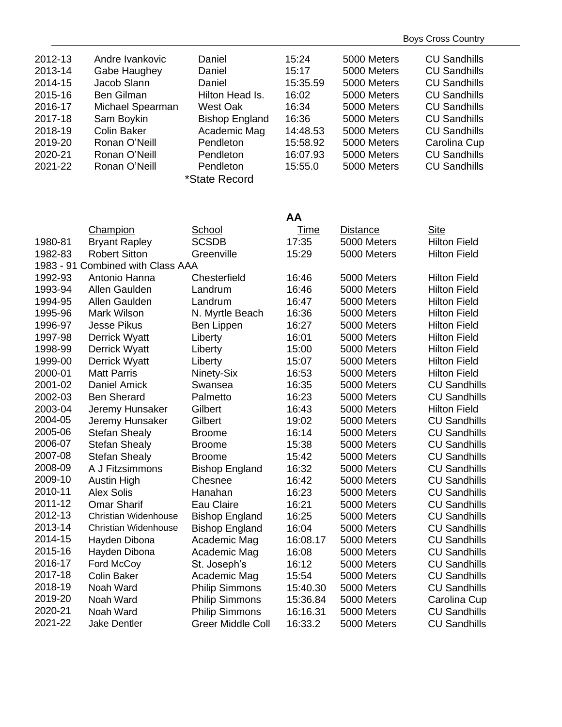| | | | | | |
|---|---|---|---|---|---|
| 2012-13 | Andre Ivankovic | Daniel | 15:24 | 5000 Meters | CU Sandhills |
| 2013-14 | Gabe Haughey | Daniel | 15:17 | 5000 Meters | CU Sandhills |
| 2014-15 | Jacob Slann | Daniel | 15:35.59 | 5000 Meters | CU Sandhills |
| 2015-16 | Ben Gilman | Hilton Head Is. | 16:02 | 5000 Meters | CU Sandhills |
| 2016-17 | Michael Spearman | West Oak | 16:34 | 5000 Meters | CU Sandhills |
| 2017-18 | Sam Boykin | Bishop England | 16:36 | 5000 Meters | CU Sandhills |
| 2018-19 | Colin Baker | Academic Mag | 14:48.53 | 5000 Meters | CU Sandhills |
| 2019-20 | Ronan O'Neill | Pendleton | 15:58.92 | 5000 Meters | Carolina Cup |
| 2020-21 | Ronan O'Neill | Pendleton | 16:07.93 | 5000 Meters | CU Sandhills |
| 2021-22 | Ronan O'Neill | Pendleton | 15:55.0 | 5000 Meters | CU Sandhills |

*State Record

## AA

| | Champion | School | Time | Distance | Site |
|---|---|---|---|---|---|
| 1980-81 | Bryant Rapley | SCSDB | 17:35 | 5000 Meters | Hilton Field |
| 1982-83 | Robert Sitton | Greenville | 15:29 | 5000 Meters | Hilton Field |
| 1983 - 91 Combined with Class AAA | | | | | |
| 1992-93 | Antonio Hanna | Chesterfield | 16:46 | 5000 Meters | Hilton Field |
| 1993-94 | Allen Gaulden | Landrum | 16:46 | 5000 Meters | Hilton Field |
| 1994-95 | Allen Gaulden | Landrum | 16:47 | 5000 Meters | Hilton Field |
| 1995-96 | Mark Wilson | N. Myrtle Beach | 16:36 | 5000 Meters | Hilton Field |
| 1996-97 | Jesse Pikus | Ben Lippen | 16:27 | 5000 Meters | Hilton Field |
| 1997-98 | Derrick Wyatt | Liberty | 16:01 | 5000 Meters | Hilton Field |
| 1998-99 | Derrick Wyatt | Liberty | 15:00 | 5000 Meters | Hilton Field |
| 1999-00 | Derrick Wyatt | Liberty | 15:07 | 5000 Meters | Hilton Field |
| 2000-01 | Matt Parris | Ninety-Six | 16:53 | 5000 Meters | Hilton Field |
| 2001-02 | Daniel Amick | Swansea | 16:35 | 5000 Meters | CU Sandhills |
| 2002-03 | Ben Sherard | Palmetto | 16:23 | 5000 Meters | CU Sandhills |
| 2003-04 | Jeremy Hunsaker | Gilbert | 16:43 | 5000 Meters | Hilton Field |
| 2004-05 | Jeremy Hunsaker | Gilbert | 19:02 | 5000 Meters | CU Sandhills |
| 2005-06 | Stefan Shealy | Broome | 16:14 | 5000 Meters | CU Sandhills |
| 2006-07 | Stefan Shealy | Broome | 15:38 | 5000 Meters | CU Sandhills |
| 2007-08 | Stefan Shealy | Broome | 15:42 | 5000 Meters | CU Sandhills |
| 2008-09 | A J Fitzsimmons | Bishop England | 16:32 | 5000 Meters | CU Sandhills |
| 2009-10 | Austin High | Chesnee | 16:42 | 5000 Meters | CU Sandhills |
| 2010-11 | Alex Solis | Hanahan | 16:23 | 5000 Meters | CU Sandhills |
| 2011-12 | Omar Sharif | Eau Claire | 16:21 | 5000 Meters | CU Sandhills |
| 2012-13 | Christian Widenhouse | Bishop England | 16:25 | 5000 Meters | CU Sandhills |
| 2013-14 | Christian Widenhouse | Bishop England | 16:04 | 5000 Meters | CU Sandhills |
| 2014-15 | Hayden Dibona | Academic Mag | 16:08.17 | 5000 Meters | CU Sandhills |
| 2015-16 | Hayden Dibona | Academic Mag | 16:08 | 5000 Meters | CU Sandhills |
| 2016-17 | Ford McCoy | St. Joseph's | 16:12 | 5000 Meters | CU Sandhills |
| 2017-18 | Colin Baker | Academic Mag | 15:54 | 5000 Meters | CU Sandhills |
| 2018-19 | Noah Ward | Philip Simmons | 15:40.30 | 5000 Meters | CU Sandhills |
| 2019-20 | Noah Ward | Philip Simmons | 15:36.84 | 5000 Meters | Carolina Cup |
| 2020-21 | Noah Ward | Philip Simmons | 16:16.31 | 5000 Meters | CU Sandhills |
| 2021-22 | Jake Dentler | Greer Middle Coll | 16:33.2 | 5000 Meters | CU Sandhills |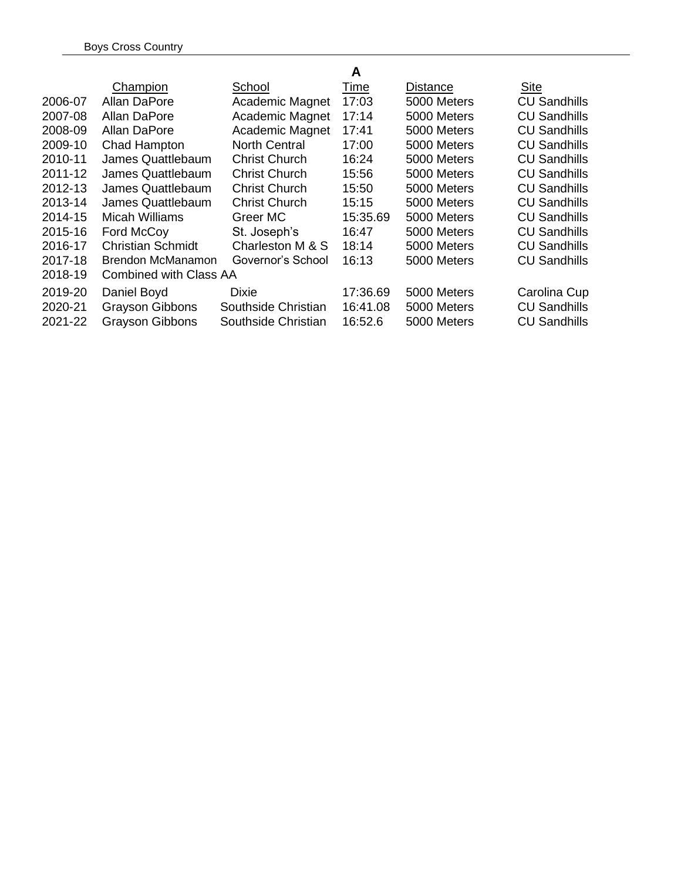## A

| | Champion | School | Time | Distance | Site |
|---|---|---|---|---|---|
| 2006-07 | Allan DaPore | Academic Magnet | 17:03 | 5000 Meters | CU Sandhills |
| 2007-08 | Allan DaPore | Academic Magnet | 17:14 | 5000 Meters | CU Sandhills |
| 2008-09 | Allan DaPore | Academic Magnet | 17:41 | 5000 Meters | CU Sandhills |
| 2009-10 | Chad Hampton | North Central | 17:00 | 5000 Meters | CU Sandhills |
| 2010-11 | James Quattlebaum | Christ Church | 16:24 | 5000 Meters | CU Sandhills |
| 2011-12 | James Quattlebaum | Christ Church | 15:56 | 5000 Meters | CU Sandhills |
| 2012-13 | James Quattlebaum | Christ Church | 15:50 | 5000 Meters | CU Sandhills |
| 2013-14 | James Quattlebaum | Christ Church | 15:15 | 5000 Meters | CU Sandhills |
| 2014-15 | Micah Williams | Greer MC | 15:35.69 | 5000 Meters | CU Sandhills |
| 2015-16 | Ford McCoy | St. Joseph's | 16:47 | 5000 Meters | CU Sandhills |
| 2016-17 | Christian Schmidt | Charleston M & S | 18:14 | 5000 Meters | CU Sandhills |
| 2017-18 | Brendon McManamon | Governor's School | 16:13 | 5000 Meters | CU Sandhills |
| 2018-19 | Combined with Class AA | | | | |
| 2019-20 | Daniel Boyd | Dixie | 17:36.69 | 5000 Meters | Carolina Cup |
| 2020-21 | Grayson Gibbons | Southside Christian | 16:41.08 | 5000 Meters | CU Sandhills |
| 2021-22 | Grayson Gibbons | Southside Christian | 16:52.6 | 5000 Meters | CU Sandhills |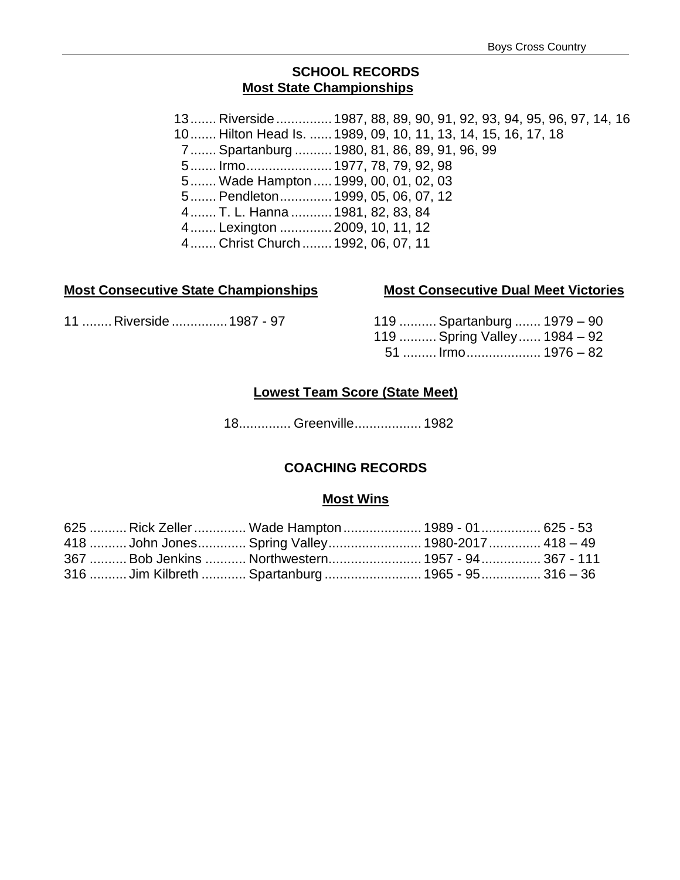## SCHOOL RECORDS

### Most State Championships

| | | |
|---|---|---|
| 13 | Riverside | 1987, 88, 89, 90, 91, 92, 93, 94, 95, 96, 97, 14, 16 |
| 10 | Hilton Head Is. | 1989, 09, 10, 11, 13, 14, 15, 16, 17, 18 |
| 7 | Spartanburg | 1980, 81, 86, 89, 91, 96, 99 |
| 5 | Irmo | 1977, 78, 79, 92, 98 |
| 5 | Wade Hampton | 1999, 00, 01, 02, 03 |
| 5 | Pendleton | 1999, 05, 06, 07, 12 |
| 4 | T. L. Hanna | 1981, 82, 83, 84 |
| 4 | Lexington | 2009, 10, 11, 12 |
| 4 | Christ Church | 1992, 06, 07, 11 |

### Most Consecutive State Championships

| | | |
|---|---|---|
| 11 | Riverside | 1987 - 97 |

### Most Consecutive Dual Meet Victories

| | | |
|---|---|---|
| 119 | Spartanburg | 1979 – 90 |
| 119 | Spring Valley | 1984 – 92 |
| 51 | Irmo | 1976 – 82 |

### Lowest Team Score (State Meet)

| | | |
|---|---|---|
| 18 | Greenville | 1982 |

## COACHING RECORDS

### Most Wins

| | | | | |
|---|---|---|---|---|
| 625 | Rick Zeller | Wade Hampton | 1989 - 01 | 625 - 53 |
| 418 | John Jones | Spring Valley | 1980-2017 | 418 – 49 |
| 367 | Bob Jenkins | Northwestern | 1957 - 94 | 367 - 111 |
| 316 | Jim Kilbreth | Spartanburg | 1965 - 95 | 316 – 36 |